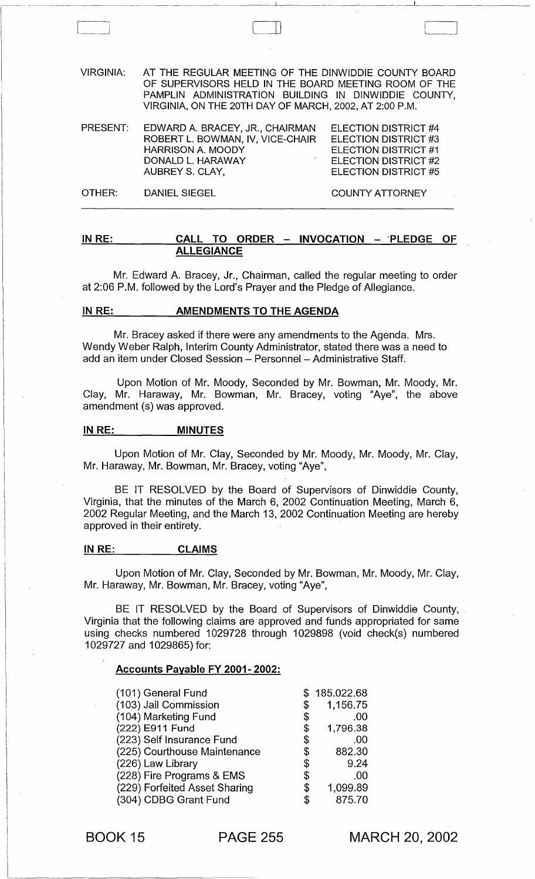| | |
|---|---|
| VIRGINIA: | AT THE REGULAR MEETING OF THE DINWIDDIE COUNTY BOARD OF SUPERVISORS HELD IN THE BOARD MEETING ROOM OF THE PAMPLIN ADMINISTRATION BUILDING IN DINWIDDIE COUNTY, VIRGINIA, ON THE 20TH DAY OF MARCH, 2002, AT 2:00 P.M. |

| | | |
|---|---|---|
| PRESENT: | EDWARD A. BRACEY, JR., CHAIRMAN | ELECTION DISTRICT #4 |
| | ROBERT L. BOWMAN, IV, VICE-CHAIR | ELECTION DISTRICT #3 |
| | HARRISON A. MOODY | ELECTION DISTRICT #1 |
| | DONALD L. HARAWAY | ELECTION DISTRICT #2 |
| | AUBREY S. CLAY, | ELECTION DISTRICT #5 |
| OTHER: | DANIEL SIEGEL | COUNTY ATTORNEY |

**IN RE: CALL TO ORDER – INVOCATION – PLEDGE OF ALLEGIANCE**

Mr. Edward A. Bracey, Jr., Chairman, called the regular meeting to order at 2:06 P.M. followed by the Lord's Prayer and the Pledge of Allegiance.

**IN RE: AMENDMENTS TO THE AGENDA**

Mr. Bracey asked if there were any amendments to the Agenda. Mrs. Wendy Weber Ralph, Interim County Administrator, stated there was a need to add an item under Closed Session – Personnel – Administrative Staff.

Upon Motion of Mr. Moody, Seconded by Mr. Bowman, Mr. Moody, Mr. Clay, Mr. Haraway, Mr. Bowman, Mr. Bracey, voting "Aye", the above amendment (s) was approved.

**IN RE: MINUTES**

Upon Motion of Mr. Clay, Seconded by Mr. Moody, Mr. Moody, Mr. Clay, Mr. Haraway, Mr. Bowman, Mr. Bracey, voting "Aye",

BE IT RESOLVED by the Board of Supervisors of Dinwiddie County, Virginia, that the minutes of the March 6, 2002 Continuation Meeting, March 6, 2002 Regular Meeting, and the March 13, 2002 Continuation Meeting are hereby approved in their entirety.

**IN RE: CLAIMS**

Upon Motion of Mr. Clay, Seconded by Mr. Bowman, Mr. Moody, Mr. Clay, Mr. Haraway, Mr. Bowman, Mr. Bracey, voting "Aye",

BE IT RESOLVED by the Board of Supervisors of Dinwiddie County, Virginia that the following claims are approved and funds appropriated for same using checks numbered 1029728 through 1029898 (void check(s) numbered 1029727 and 1029865) for:

**Accounts Payable FY 2001- 2002:**

| | |
|---|---|
| (101) General Fund | $ 185.022.68 |
| (103) Jail Commission | $ 1,156.75 |
| (104) Marketing Fund | $ .00 |
| (222) E911 Fund | $ 1,796.38 |
| (223) Self Insurance Fund | $ .00 |
| (225) Courthouse Maintenance | $ 882.30 |
| (226) Law Library | $ 9.24 |
| (228) Fire Programs & EMS | $ .00 |
| (229) Forfeited Asset Sharing | $ 1,099.89 |
| (304) CDBG Grant Fund | $ 875.70 |

BOOK 15 PAGE 255 MARCH 20, 2002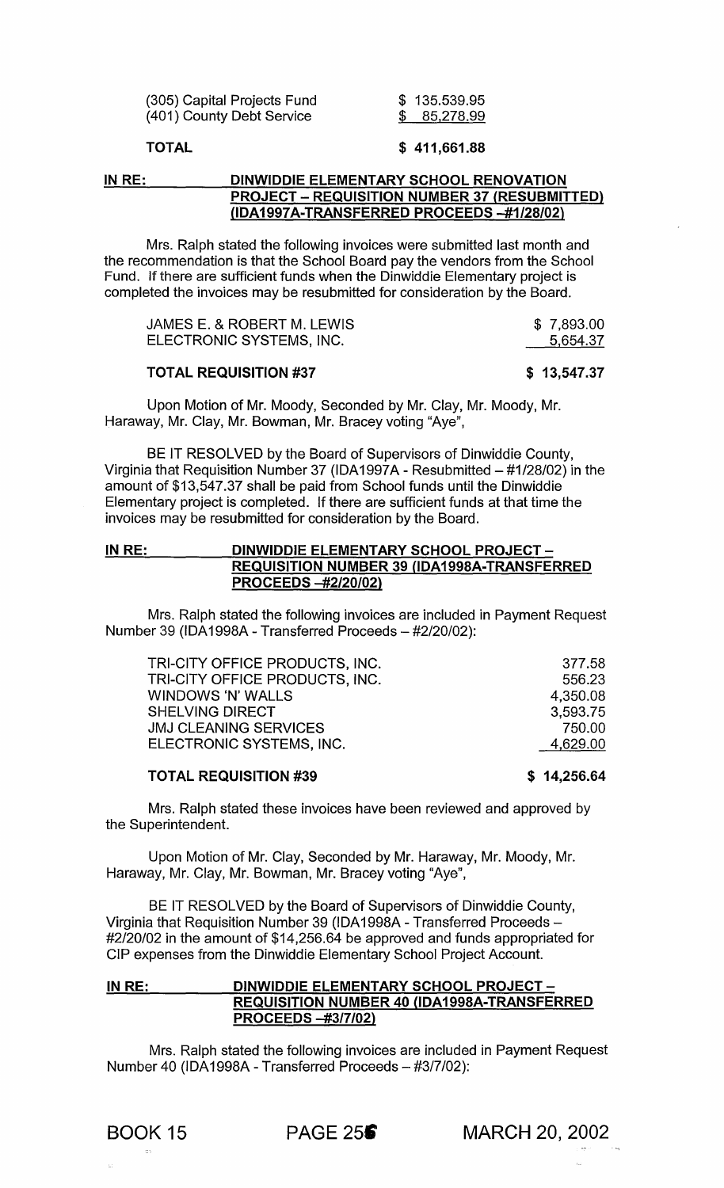| | |
|---|---|
| (305) Capital Projects Fund | $ 135.539.95 |
| (401) County Debt Service | $ 85,278.99 |
| **TOTAL** | **$ 411,661.88** |

**IN RE: DINWIDDIE ELEMENTARY SCHOOL RENOVATION PROJECT – REQUISITION NUMBER 37 (RESUBMITTED) (IDA1997A-TRANSFERRED PROCEEDS –#1/28/02)**

Mrs. Ralph stated the following invoices were submitted last month and the recommendation is that the School Board pay the vendors from the School Fund. If there are sufficient funds when the Dinwiddie Elementary project is completed the invoices may be resubmitted for consideration by the Board.

| | |
|---|---|
| JAMES E. & ROBERT M. LEWIS | $ 7,893.00 |
| ELECTRONIC SYSTEMS, INC. | 5,654.37 |
| **TOTAL REQUISITION #37** | **$ 13,547.37** |

Upon Motion of Mr. Moody, Seconded by Mr. Clay, Mr. Moody, Mr. Haraway, Mr. Clay, Mr. Bowman, Mr. Bracey voting "Aye",

BE IT RESOLVED by the Board of Supervisors of Dinwiddie County, Virginia that Requisition Number 37 (IDA1997A - Resubmitted – #1/28/02) in the amount of $13,547.37 shall be paid from School funds until the Dinwiddie Elementary project is completed. If there are sufficient funds at that time the invoices may be resubmitted for consideration by the Board.

**IN RE: DINWIDDIE ELEMENTARY SCHOOL PROJECT – REQUISITION NUMBER 39 (IDA1998A-TRANSFERRED PROCEEDS –#2/20/02)**

Mrs. Ralph stated the following invoices are included in Payment Request Number 39 (IDA1998A - Transferred Proceeds – #2/20/02):

| | |
|---|---|
| TRI-CITY OFFICE PRODUCTS, INC. | 377.58 |
| TRI-CITY OFFICE PRODUCTS, INC. | 556.23 |
| WINDOWS 'N' WALLS | 4,350.08 |
| SHELVING DIRECT | 3,593.75 |
| JMJ CLEANING SERVICES | 750.00 |
| ELECTRONIC SYSTEMS, INC. | 4,629.00 |
| **TOTAL REQUISITION #39** | **$ 14,256.64** |

Mrs. Ralph stated these invoices have been reviewed and approved by the Superintendent.

Upon Motion of Mr. Clay, Seconded by Mr. Haraway, Mr. Moody, Mr. Haraway, Mr. Clay, Mr. Bowman, Mr. Bracey voting "Aye",

BE IT RESOLVED by the Board of Supervisors of Dinwiddie County, Virginia that Requisition Number 39 (IDA1998A - Transferred Proceeds – #2/20/02 in the amount of $14,256.64 be approved and funds appropriated for CIP expenses from the Dinwiddie Elementary School Project Account.

**IN RE: DINWIDDIE ELEMENTARY SCHOOL PROJECT – REQUISITION NUMBER 40 (IDA1998A-TRANSFERRED PROCEEDS –#3/7/02)**

Mrs. Ralph stated the following invoices are included in Payment Request Number 40 (IDA1998A - Transferred Proceeds – #3/7/02):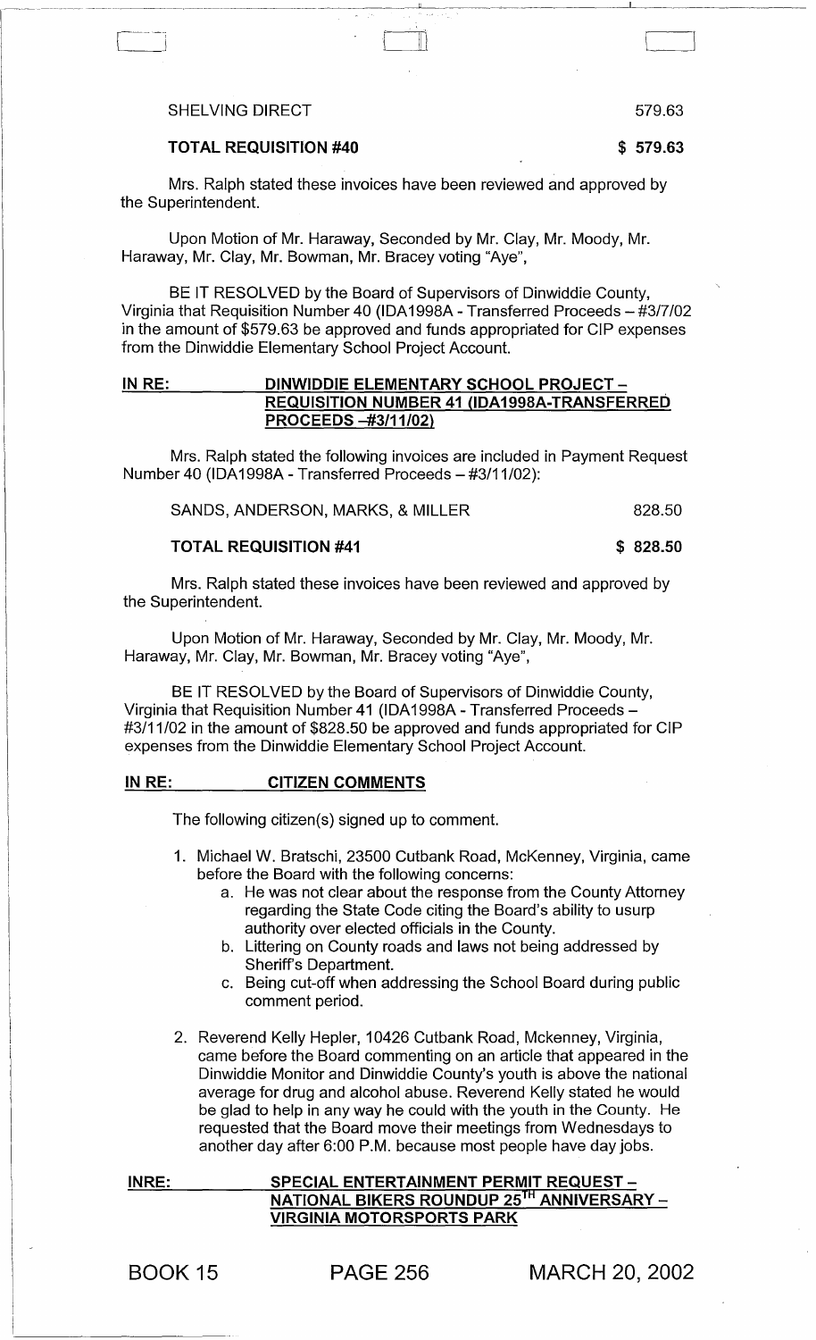| | |
|---|---|
| SHELVING DIRECT | 579.63 |
| **TOTAL REQUISITION #40** | **$ 579.63** |

Mrs. Ralph stated these invoices have been reviewed and approved by the Superintendent.

Upon Motion of Mr. Haraway, Seconded by Mr. Clay, Mr. Moody, Mr. Haraway, Mr. Clay, Mr. Bowman, Mr. Bracey voting "Aye",

BE IT RESOLVED by the Board of Supervisors of Dinwiddie County, Virginia that Requisition Number 40 (IDA1998A - Transferred Proceeds – #3/7/02 in the amount of $579.63 be approved and funds appropriated for CIP expenses from the Dinwiddie Elementary School Project Account.

**IN RE: DINWIDDIE ELEMENTARY SCHOOL PROJECT – REQUISITION NUMBER 41 (IDA1998A-TRANSFERRED PROCEEDS –#3/11/02)**

Mrs. Ralph stated the following invoices are included in Payment Request Number 40 (IDA1998A - Transferred Proceeds – #3/11/02):

| | |
|---|---|
| SANDS, ANDERSON, MARKS, & MILLER | 828.50 |
| **TOTAL REQUISITION #41** | **$ 828.50** |

Mrs. Ralph stated these invoices have been reviewed and approved by the Superintendent.

Upon Motion of Mr. Haraway, Seconded by Mr. Clay, Mr. Moody, Mr. Haraway, Mr. Clay, Mr. Bowman, Mr. Bracey voting "Aye",

BE IT RESOLVED by the Board of Supervisors of Dinwiddie County, Virginia that Requisition Number 41 (IDA1998A - Transferred Proceeds – #3/11/02 in the amount of $828.50 be approved and funds appropriated for CIP expenses from the Dinwiddie Elementary School Project Account.

**IN RE: CITIZEN COMMENTS**

The following citizen(s) signed up to comment.

1. Michael W. Bratschi, 23500 Cutbank Road, McKenney, Virginia, came before the Board with the following concerns:
   a. He was not clear about the response from the County Attorney regarding the State Code citing the Board's ability to usurp authority over elected officials in the County.
   b. Littering on County roads and laws not being addressed by Sheriff's Department.
   c. Being cut-off when addressing the School Board during public comment period.
2. Reverend Kelly Hepler, 10426 Cutbank Road, Mckenney, Virginia, came before the Board commenting on an article that appeared in the Dinwiddie Monitor and Dinwiddie County's youth is above the national average for drug and alcohol abuse. Reverend Kelly stated he would be glad to help in any way he could with the youth in the County. He requested that the Board move their meetings from Wednesdays to another day after 6:00 P.M. because most people have day jobs.

**INRE: SPECIAL ENTERTAINMENT PERMIT REQUEST – NATIONAL BIKERS ROUNDUP 25TH ANNIVERSARY – VIRGINIA MOTORSPORTS PARK**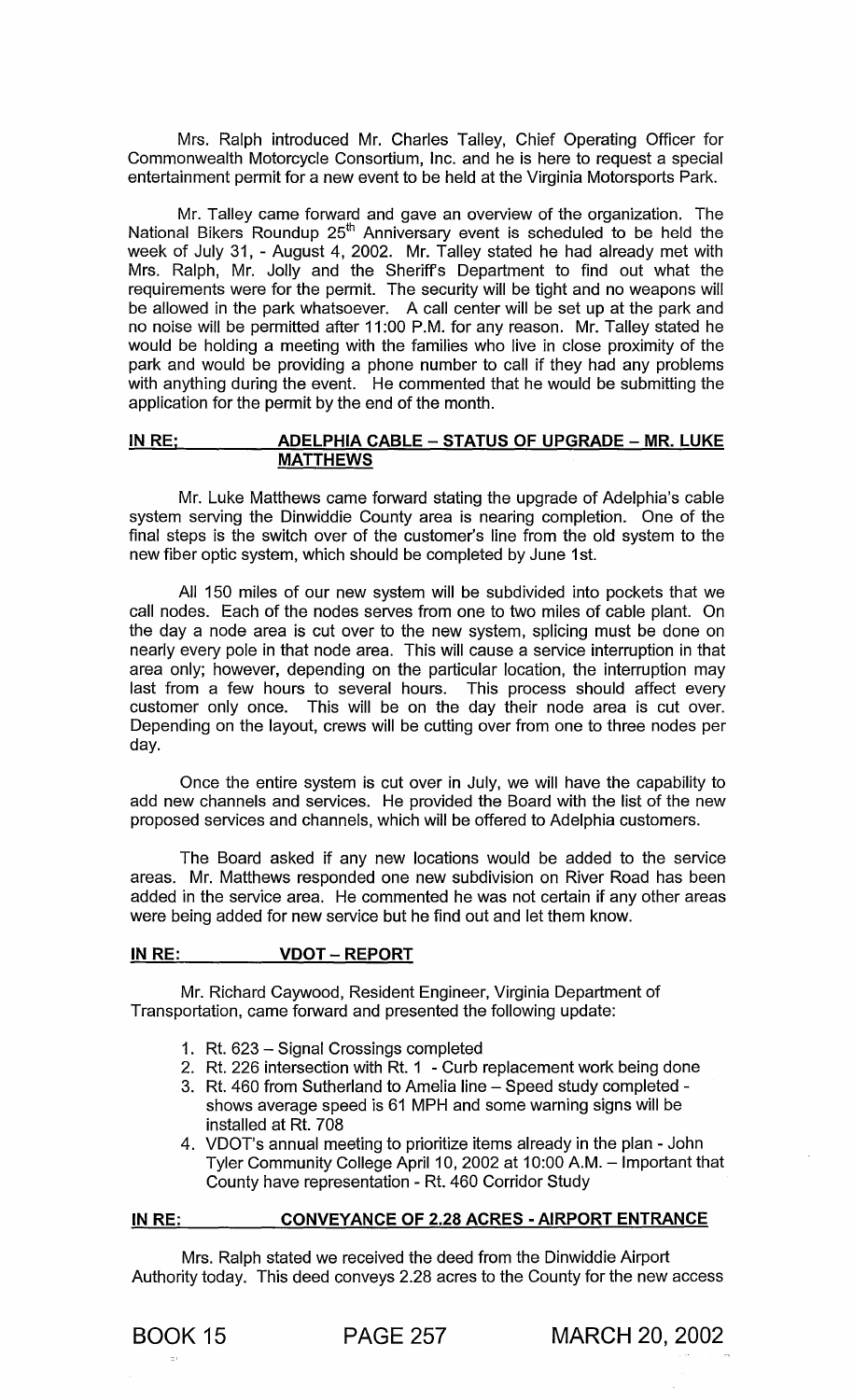Mrs. Ralph introduced Mr. Charles Talley, Chief Operating Officer for Commonwealth Motorcycle Consortium, Inc. and he is here to request a special entertainment permit for a new event to be held at the Virginia Motorsports Park.

Mr. Talley came forward and gave an overview of the organization. The National Bikers Roundup 25th Anniversary event is scheduled to be held the week of July 31, - August 4, 2002. Mr. Talley stated he had already met with Mrs. Ralph, Mr. Jolly and the Sheriff's Department to find out what the requirements were for the permit. The security will be tight and no weapons will be allowed in the park whatsoever. A call center will be set up at the park and no noise will be permitted after 11:00 P.M. for any reason. Mr. Talley stated he would be holding a meeting with the families who live in close proximity of the park and would be providing a phone number to call if they had any problems with anything during the event. He commented that he would be submitting the application for the permit by the end of the month.

**IN RE: ADELPHIA CABLE – STATUS OF UPGRADE – MR. LUKE MATTHEWS**

Mr. Luke Matthews came forward stating the upgrade of Adelphia's cable system serving the Dinwiddie County area is nearing completion. One of the final steps is the switch over of the customer's line from the old system to the new fiber optic system, which should be completed by June 1st.

All 150 miles of our new system will be subdivided into pockets that we call nodes. Each of the nodes serves from one to two miles of cable plant. On the day a node area is cut over to the new system, splicing must be done on nearly every pole in that node area. This will cause a service interruption in that area only; however, depending on the particular location, the interruption may last from a few hours to several hours. This process should affect every customer only once. This will be on the day their node area is cut over. Depending on the layout, crews will be cutting over from one to three nodes per day.

Once the entire system is cut over in July, we will have the capability to add new channels and services. He provided the Board with the list of the new proposed services and channels, which will be offered to Adelphia customers.

The Board asked if any new locations would be added to the service areas. Mr. Matthews responded one new subdivision on River Road has been added in the service area. He commented he was not certain if any other areas were being added for new service but he find out and let them know.

**IN RE: VDOT – REPORT**

Mr. Richard Caywood, Resident Engineer, Virginia Department of Transportation, came forward and presented the following update:

1. Rt. 623 – Signal Crossings completed
2. Rt. 226 intersection with Rt. 1 - Curb replacement work being done
3. Rt. 460 from Sutherland to Amelia line – Speed study completed - shows average speed is 61 MPH and some warning signs will be installed at Rt. 708
4. VDOT's annual meeting to prioritize items already in the plan - John Tyler Community College April 10, 2002 at 10:00 A.M. – Important that County have representation - Rt. 460 Corridor Study

**IN RE: CONVEYANCE OF 2.28 ACRES - AIRPORT ENTRANCE**

Mrs. Ralph stated we received the deed from the Dinwiddie Airport Authority today. This deed conveys 2.28 acres to the County for the new access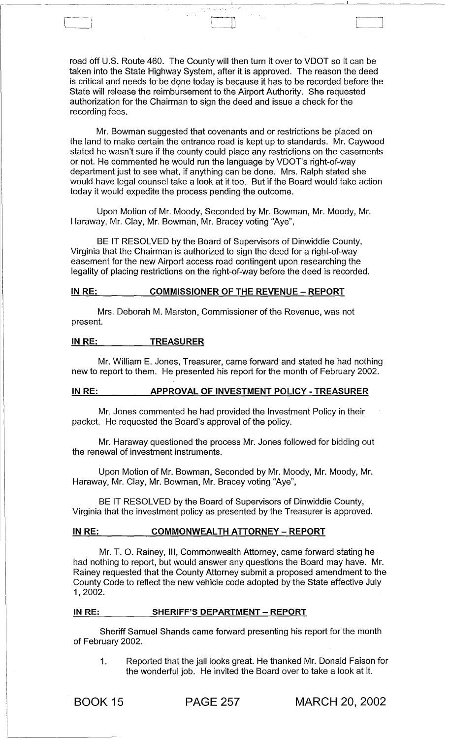road off U.S. Route 460. The County will then turn it over to VDOT so it can be taken into the State Highway System, after it is approved. The reason the deed is critical and needs to be done today is because it has to be recorded before the State will release the reimbursement to the Airport Authority. She requested authorization for the Chairman to sign the deed and issue a check for the recording fees.

Mr. Bowman suggested that covenants and or restrictions be placed on the land to make certain the entrance road is kept up to standards. Mr. Caywood stated he wasn't sure if the county could place any restrictions on the easements or not. He commented he would run the language by VDOT's right-of-way department just to see what, if anything can be done. Mrs. Ralph stated she would have legal counsel take a look at it too. But if the Board would take action today it would expedite the process pending the outcome.

Upon Motion of Mr. Moody, Seconded by Mr. Bowman, Mr. Moody, Mr. Haraway, Mr. Clay, Mr. Bowman, Mr. Bracey voting "Aye",

BE IT RESOLVED by the Board of Supervisors of Dinwiddie County, Virginia that the Chairman is authorized to sign the deed for a right-of-way easement for the new Airport access road contingent upon researching the legality of placing restrictions on the right-of-way before the deed is recorded.

**IN RE: COMMISSIONER OF THE REVENUE – REPORT**

Mrs. Deborah M. Marston, Commissioner of the Revenue, was not present.

**IN RE: TREASURER**

Mr. William E. Jones, Treasurer, came forward and stated he had nothing new to report to them. He presented his report for the month of February 2002.

**IN RE: APPROVAL OF INVESTMENT POLICY - TREASURER**

Mr. Jones commented he had provided the Investment Policy in their packet. He requested the Board's approval of the policy.

Mr. Haraway questioned the process Mr. Jones followed for bidding out the renewal of investment instruments.

Upon Motion of Mr. Bowman, Seconded by Mr. Moody, Mr. Moody, Mr. Haraway, Mr. Clay, Mr. Bowman, Mr. Bracey voting "Aye",

BE IT RESOLVED by the Board of Supervisors of Dinwiddie County, Virginia that the investment policy as presented by the Treasurer is approved.

**IN RE: COMMONWEALTH ATTORNEY – REPORT**

Mr. T. O. Rainey, III, Commonwealth Attorney, came forward stating he had nothing to report, but would answer any questions the Board may have. Mr. Rainey requested that the County Attorney submit a proposed amendment to the County Code to reflect the new vehicle code adopted by the State effective July 1, 2002.

**IN RE: SHERIFF'S DEPARTMENT – REPORT**

Sheriff Samuel Shands came forward presenting his report for the month of February 2002.

1. Reported that the jail looks great. He thanked Mr. Donald Faison for the wonderful job. He invited the Board over to take a look at it.

BOOK 15 PAGE 257 MARCH 20, 2002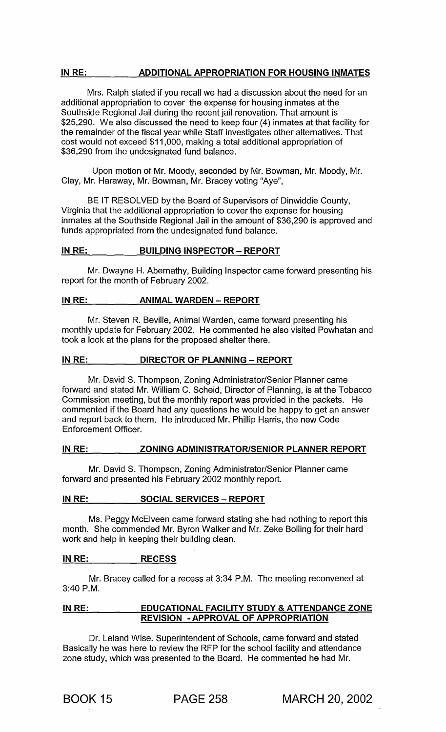**IN RE: ADDITIONAL APPROPRIATION FOR HOUSING INMATES**

Mrs. Ralph stated if you recall we had a discussion about the need for an additional appropriation to cover the expense for housing inmates at the Southside Regional Jail during the recent jail renovation. That amount is $25,290. We also discussed the need to keep four (4) inmates at that facility for the remainder of the fiscal year while Staff investigates other alternatives. That cost would not exceed $11,000, making a total additional appropriation of $36,290 from the undesignated fund balance.

Upon motion of Mr. Moody, seconded by Mr. Bowman, Mr. Moody, Mr. Clay, Mr. Haraway, Mr. Bowman, Mr. Bracey voting "Aye",

BE IT RESOLVED by the Board of Supervisors of Dinwiddie County, Virginia that the additional appropriation to cover the expense for housing inmates at the Southside Regional Jail in the amount of $36,290 is approved and funds appropriated from the undesignated fund balance.

**IN RE: BUILDING INSPECTOR – REPORT**

Mr. Dwayne H. Abernathy, Building Inspector came forward presenting his report for the month of February 2002.

**IN RE: ANIMAL WARDEN – REPORT**

Mr. Steven R. Beville, Animal Warden, came forward presenting his monthly update for February 2002. He commented he also visited Powhatan and took a look at the plans for the proposed shelter there.

**IN RE: DIRECTOR OF PLANNING – REPORT**

Mr. David S. Thompson, Zoning Administrator/Senior Planner came forward and stated Mr. William C. Scheid, Director of Planning, is at the Tobacco Commission meeting, but the monthly report was provided in the packets. He commented if the Board had any questions he would be happy to get an answer and report back to them. He introduced Mr. Phillip Harris, the new Code Enforcement Officer.

**IN RE: ZONING ADMINISTRATOR/SENIOR PLANNER REPORT**

Mr. David S. Thompson, Zoning Administrator/Senior Planner came forward and presented his February 2002 monthly report.

**IN RE: SOCIAL SERVICES – REPORT**

Ms. Peggy McElveen came forward stating she had nothing to report this month. She commended Mr. Byron Walker and Mr. Zeke Bolling for their hard work and help in keeping their building clean.

**IN RE: RECESS**

Mr. Bracey called for a recess at 3:34 P.M. The meeting reconvened at 3:40 P.M.

**IN RE: EDUCATIONAL FACILITY STUDY & ATTENDANCE ZONE REVISION - APPROVAL OF APPROPRIATION**

Dr. Leland Wise. Superintendent of Schools, came forward and stated Basically he was here to review the RFP for the school facility and attendance zone study, which was presented to the Board. He commented he had Mr.

BOOK 15 PAGE 258 MARCH 20, 2002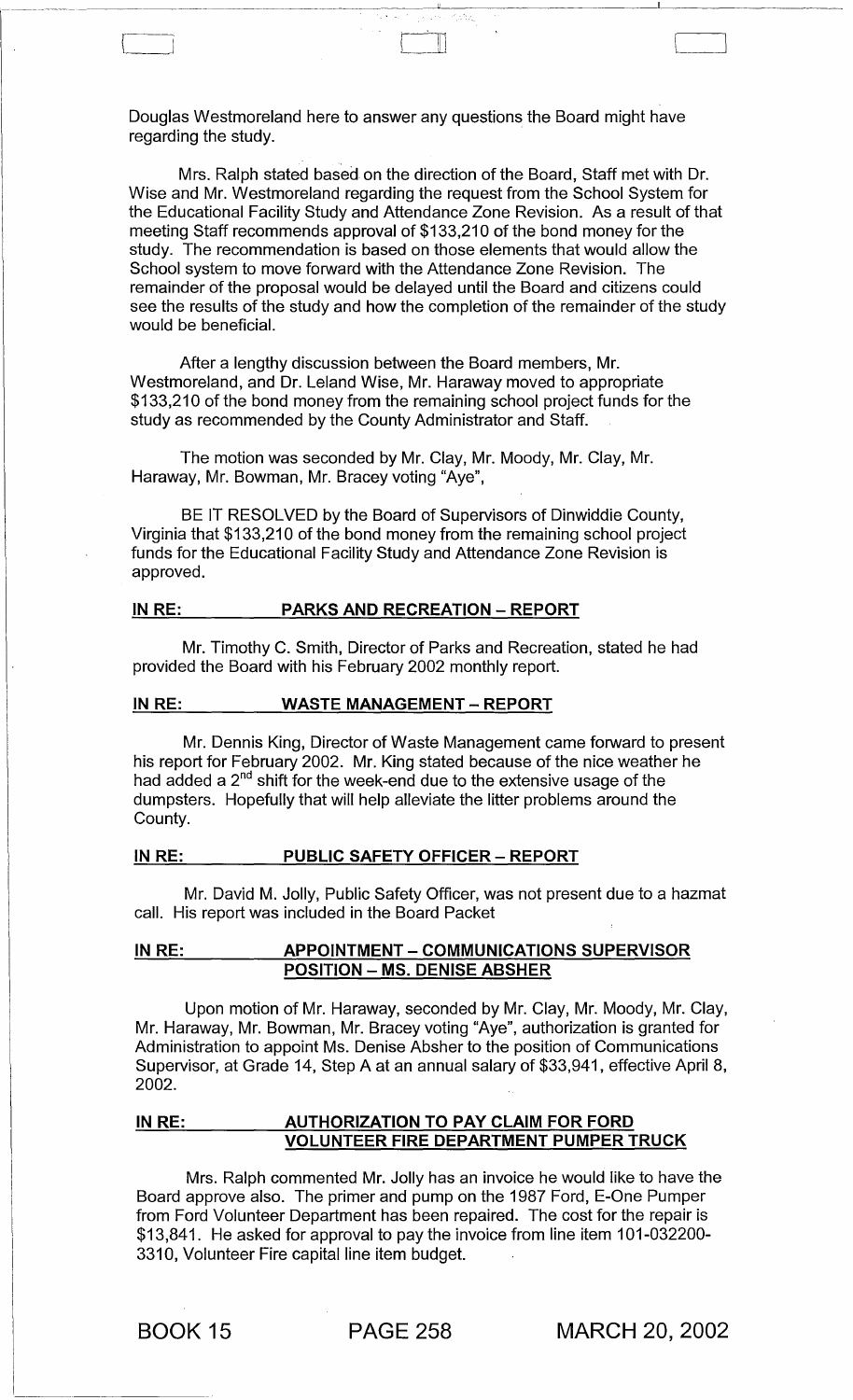Douglas Westmoreland here to answer any questions the Board might have regarding the study.

Mrs. Ralph stated based on the direction of the Board, Staff met with Dr. Wise and Mr. Westmoreland regarding the request from the School System for the Educational Facility Study and Attendance Zone Revision. As a result of that meeting Staff recommends approval of $133,210 of the bond money for the study. The recommendation is based on those elements that would allow the School system to move forward with the Attendance Zone Revision. The remainder of the proposal would be delayed until the Board and citizens could see the results of the study and how the completion of the remainder of the study would be beneficial.

After a lengthy discussion between the Board members, Mr. Westmoreland, and Dr. Leland Wise, Mr. Haraway moved to appropriate $133,210 of the bond money from the remaining school project funds for the study as recommended by the County Administrator and Staff.

The motion was seconded by Mr. Clay, Mr. Moody, Mr. Clay, Mr. Haraway, Mr. Bowman, Mr. Bracey voting "Aye",

BE IT RESOLVED by the Board of Supervisors of Dinwiddie County, Virginia that $133,210 of the bond money from the remaining school project funds for the Educational Facility Study and Attendance Zone Revision is approved.

**IN RE: PARKS AND RECREATION – REPORT**

Mr. Timothy C. Smith, Director of Parks and Recreation, stated he had provided the Board with his February 2002 monthly report.

**IN RE: WASTE MANAGEMENT – REPORT**

Mr. Dennis King, Director of Waste Management came forward to present his report for February 2002. Mr. King stated because of the nice weather he had added a 2nd shift for the week-end due to the extensive usage of the dumpsters. Hopefully that will help alleviate the litter problems around the County.

**IN RE: PUBLIC SAFETY OFFICER – REPORT**

Mr. David M. Jolly, Public Safety Officer, was not present due to a hazmat call. His report was included in the Board Packet

**IN RE: APPOINTMENT – COMMUNICATIONS SUPERVISOR POSITION – MS. DENISE ABSHER**

Upon motion of Mr. Haraway, seconded by Mr. Clay, Mr. Moody, Mr. Clay, Mr. Haraway, Mr. Bowman, Mr. Bracey voting "Aye", authorization is granted for Administration to appoint Ms. Denise Absher to the position of Communications Supervisor, at Grade 14, Step A at an annual salary of $33,941, effective April 8, 2002.

**IN RE: AUTHORIZATION TO PAY CLAIM FOR FORD VOLUNTEER FIRE DEPARTMENT PUMPER TRUCK**

Mrs. Ralph commented Mr. Jolly has an invoice he would like to have the Board approve also. The primer and pump on the 1987 Ford, E-One Pumper from Ford Volunteer Department has been repaired. The cost for the repair is $13,841. He asked for approval to pay the invoice from line item 101-032200-3310, Volunteer Fire capital line item budget.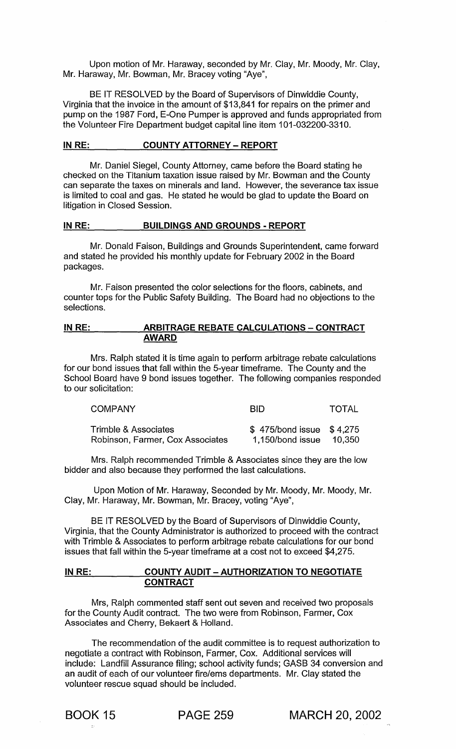Upon motion of Mr. Haraway, seconded by Mr. Clay, Mr. Moody, Mr. Clay, Mr. Haraway, Mr. Bowman, Mr. Bracey voting "Aye",

BE IT RESOLVED by the Board of Supervisors of Dinwiddie County, Virginia that the invoice in the amount of $13,841 for repairs on the primer and pump on the 1987 Ford, E-One Pumper is approved and funds appropriated from the Volunteer Fire Department budget capital line item 101-032200-3310.

**IN RE: COUNTY ATTORNEY – REPORT**

Mr. Daniel Siegel, County Attorney, came before the Board stating he checked on the Titanium taxation issue raised by Mr. Bowman and the County can separate the taxes on minerals and land. However, the severance tax issue is limited to coal and gas. He stated he would be glad to update the Board on litigation in Closed Session.

**IN RE: BUILDINGS AND GROUNDS - REPORT**

Mr. Donald Faison, Buildings and Grounds Superintendent, came forward and stated he provided his monthly update for February 2002 in the Board packages.

Mr. Faison presented the color selections for the floors, cabinets, and counter tops for the Public Safety Building. The Board had no objections to the selections.

**IN RE: ARBITRAGE REBATE CALCULATIONS – CONTRACT AWARD**

Mrs. Ralph stated it is time again to perform arbitrage rebate calculations for our bond issues that fall within the 5-year timeframe. The County and the School Board have 9 bond issues together. The following companies responded to our solicitation:

| COMPANY | BID | TOTAL |
|---|---|---|
| Trimble & Associates | $ 475/bond issue | $ 4,275 |
| Robinson, Farmer, Cox Associates | 1,150/bond issue | 10,350 |

Mrs. Ralph recommended Trimble & Associates since they are the low bidder and also because they performed the last calculations.

Upon Motion of Mr. Haraway, Seconded by Mr. Moody, Mr. Moody, Mr. Clay, Mr. Haraway, Mr. Bowman, Mr. Bracey, voting "Aye",

BE IT RESOLVED by the Board of Supervisors of Dinwiddie County, Virginia, that the County Administrator is authorized to proceed with the contract with Trimble & Associates to perform arbitrage rebate calculations for our bond issues that fall within the 5-year timeframe at a cost not to exceed $4,275.

**IN RE: COUNTY AUDIT – AUTHORIZATION TO NEGOTIATE CONTRACT**

Mrs, Ralph commented staff sent out seven and received two proposals for the County Audit contract. The two were from Robinson, Farmer, Cox Associates and Cherry, Bekaert & Holland.

The recommendation of the audit committee is to request authorization to negotiate a contract with Robinson, Farmer, Cox. Additional services will include: Landfill Assurance filing; school activity funds; GASB 34 conversion and an audit of each of our volunteer fire/ems departments. Mr. Clay stated the volunteer rescue squad should be included.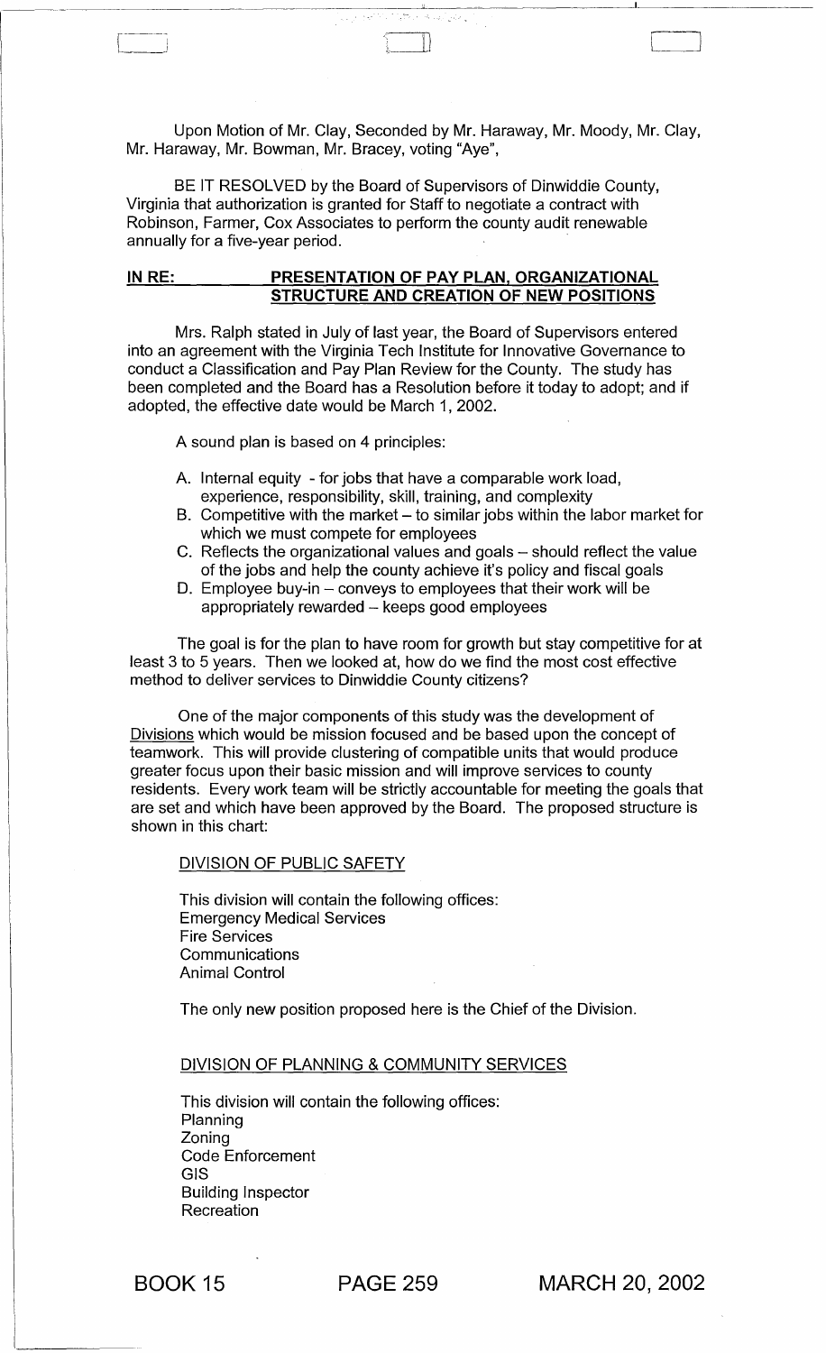Upon Motion of Mr. Clay, Seconded by Mr. Haraway, Mr. Moody, Mr. Clay, Mr. Haraway, Mr. Bowman, Mr. Bracey, voting "Aye",

BE IT RESOLVED by the Board of Supervisors of Dinwiddie County, Virginia that authorization is granted for Staff to negotiate a contract with Robinson, Farmer, Cox Associates to perform the county audit renewable annually for a five-year period.

**IN RE: PRESENTATION OF PAY PLAN, ORGANIZATIONAL STRUCTURE AND CREATION OF NEW POSITIONS**

Mrs. Ralph stated in July of last year, the Board of Supervisors entered into an agreement with the Virginia Tech Institute for Innovative Governance to conduct a Classification and Pay Plan Review for the County. The study has been completed and the Board has a Resolution before it today to adopt; and if adopted, the effective date would be March 1, 2002.

A sound plan is based on 4 principles:

A. Internal equity - for jobs that have a comparable work load, experience, responsibility, skill, training, and complexity
B. Competitive with the market – to similar jobs within the labor market for which we must compete for employees
C. Reflects the organizational values and goals – should reflect the value of the jobs and help the county achieve it's policy and fiscal goals
D. Employee buy-in – conveys to employees that their work will be appropriately rewarded – keeps good employees

The goal is for the plan to have room for growth but stay competitive for at least 3 to 5 years. Then we looked at, how do we find the most cost effective method to deliver services to Dinwiddie County citizens?

One of the major components of this study was the development of Divisions which would be mission focused and be based upon the concept of teamwork. This will provide clustering of compatible units that would produce greater focus upon their basic mission and will improve services to county residents. Every work team will be strictly accountable for meeting the goals that are set and which have been approved by the Board. The proposed structure is shown in this chart:

DIVISION OF PUBLIC SAFETY

This division will contain the following offices:
Emergency Medical Services
Fire Services
Communications
Animal Control

The only new position proposed here is the Chief of the Division.

DIVISION OF PLANNING & COMMUNITY SERVICES

This division will contain the following offices:
Planning
Zoning
Code Enforcement
GIS
Building Inspector
Recreation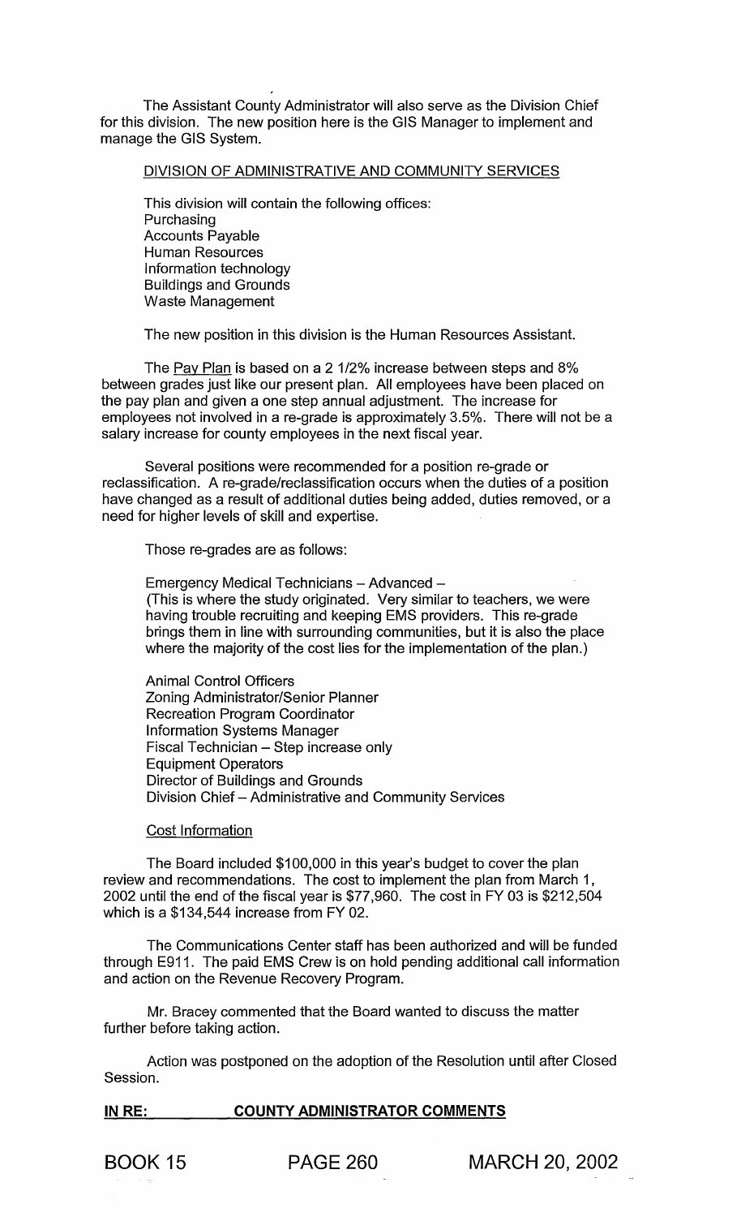The Assistant County Administrator will also serve as the Division Chief for this division. The new position here is the GIS Manager to implement and manage the GIS System.

DIVISION OF ADMINISTRATIVE AND COMMUNITY SERVICES

This division will contain the following offices:
Purchasing
Accounts Payable
Human Resources
Information technology
Buildings and Grounds
Waste Management

The new position in this division is the Human Resources Assistant.

The Pay Plan is based on a 2 1/2% increase between steps and 8% between grades just like our present plan. All employees have been placed on the pay plan and given a one step annual adjustment. The increase for employees not involved in a re-grade is approximately 3.5%. There will not be a salary increase for county employees in the next fiscal year.

Several positions were recommended for a position re-grade or reclassification. A re-grade/reclassification occurs when the duties of a position have changed as a result of additional duties being added, duties removed, or a need for higher levels of skill and expertise.

Those re-grades are as follows:

Emergency Medical Technicians – Advanced –
(This is where the study originated. Very similar to teachers, we were having trouble recruiting and keeping EMS providers. This re-grade brings them in line with surrounding communities, but it is also the place where the majority of the cost lies for the implementation of the plan.)

Animal Control Officers
Zoning Administrator/Senior Planner
Recreation Program Coordinator
Information Systems Manager
Fiscal Technician – Step increase only
Equipment Operators
Director of Buildings and Grounds
Division Chief – Administrative and Community Services

Cost Information

The Board included $100,000 in this year's budget to cover the plan review and recommendations. The cost to implement the plan from March 1, 2002 until the end of the fiscal year is $77,960. The cost in FY 03 is $212,504 which is a $134,544 increase from FY 02.

The Communications Center staff has been authorized and will be funded through E911. The paid EMS Crew is on hold pending additional call information and action on the Revenue Recovery Program.

Mr. Bracey commented that the Board wanted to discuss the matter further before taking action.

Action was postponed on the adoption of the Resolution until after Closed Session.

**IN RE: COUNTY ADMINISTRATOR COMMENTS**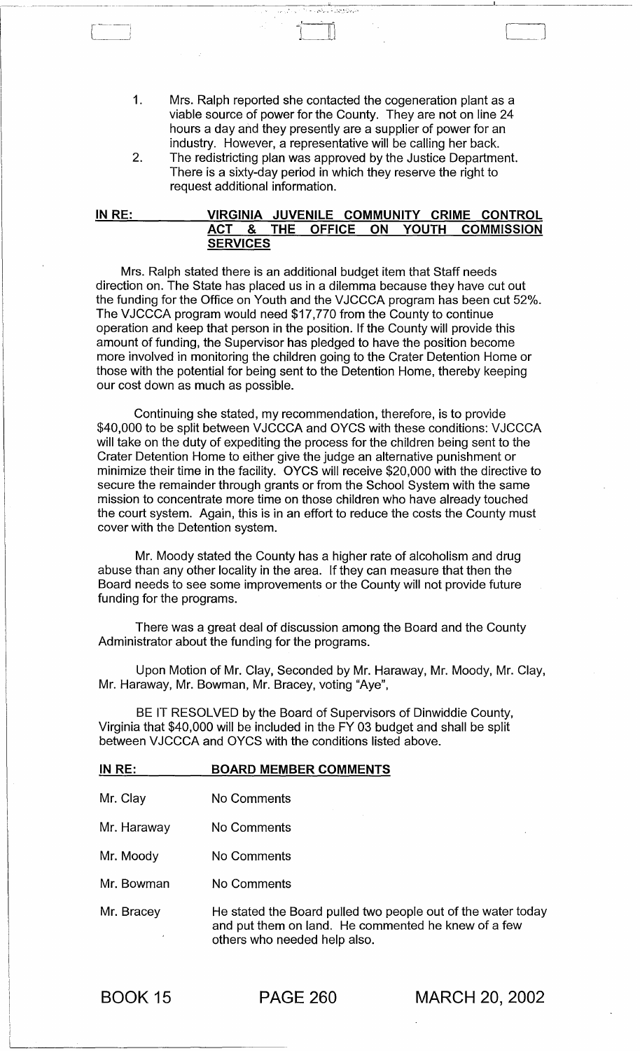1. Mrs. Ralph reported she contacted the cogeneration plant as a viable source of power for the County. They are not on line 24 hours a day and they presently are a supplier of power for an industry. However, a representative will be calling her back.
2. The redistricting plan was approved by the Justice Department. There is a sixty-day period in which they reserve the right to request additional information.

**IN RE:** **VIRGINIA JUVENILE COMMUNITY CRIME CONTROL ACT & THE OFFICE ON YOUTH COMMISSION SERVICES**

Mrs. Ralph stated there is an additional budget item that Staff needs direction on. The State has placed us in a dilemma because they have cut out the funding for the Office on Youth and the VJCCCA program has been cut 52%. The VJCCCA program would need $17,770 from the County to continue operation and keep that person in the position. If the County will provide this amount of funding, the Supervisor has pledged to have the position become more involved in monitoring the children going to the Crater Detention Home or those with the potential for being sent to the Detention Home, thereby keeping our cost down as much as possible.

Continuing she stated, my recommendation, therefore, is to provide $40,000 to be split between VJCCCA and OYCS with these conditions: VJCCCA will take on the duty of expediting the process for the children being sent to the Crater Detention Home to either give the judge an alternative punishment or minimize their time in the facility. OYCS will receive $20,000 with the directive to secure the remainder through grants or from the School System with the same mission to concentrate more time on those children who have already touched the court system. Again, this is in an effort to reduce the costs the County must cover with the Detention system.

Mr. Moody stated the County has a higher rate of alcoholism and drug abuse than any other locality in the area. If they can measure that then the Board needs to see some improvements or the County will not provide future funding for the programs.

There was a great deal of discussion among the Board and the County Administrator about the funding for the programs.

Upon Motion of Mr. Clay, Seconded by Mr. Haraway, Mr. Moody, Mr. Clay, Mr. Haraway, Mr. Bowman, Mr. Bracey, voting "Aye",

BE IT RESOLVED by the Board of Supervisors of Dinwiddie County, Virginia that $40,000 will be included in the FY 03 budget and shall be split between VJCCCA and OYCS with the conditions listed above.

**IN RE:** **BOARD MEMBER COMMENTS**

Mr. Clay — No Comments

Mr. Haraway — No Comments

Mr. Moody — No Comments

Mr. Bowman — No Comments

Mr. Bracey — He stated the Board pulled two people out of the water today and put them on land. He commented he knew of a few others who needed help also.

BOOK 15 PAGE 260 MARCH 20, 2002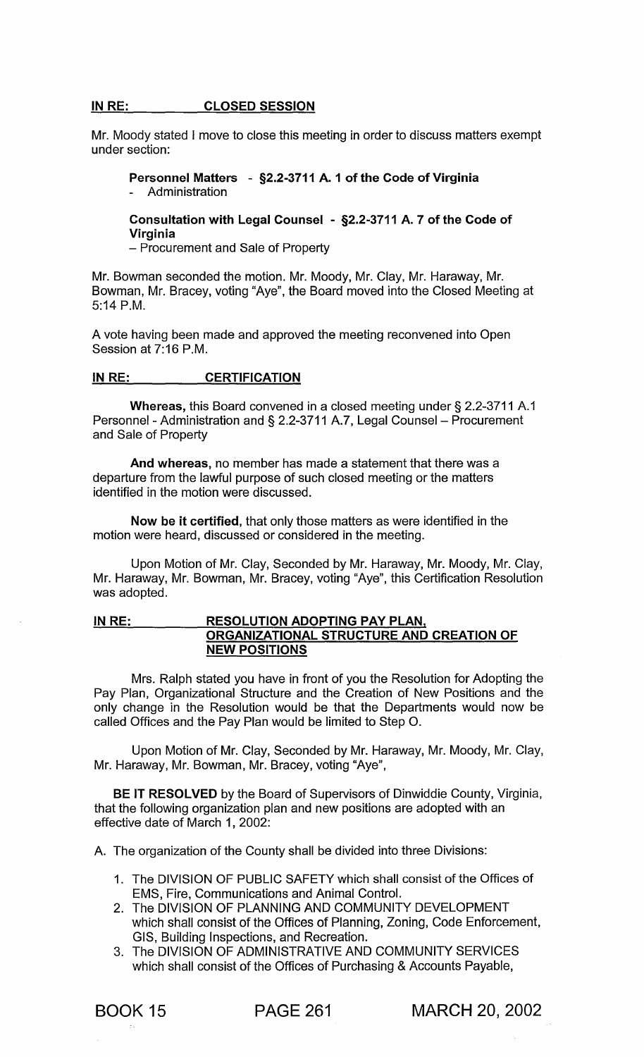**IN RE: CLOSED SESSION**

Mr. Moody stated I move to close this meeting in order to discuss matters exempt under section:

> **Personnel Matters - §2.2-3711 A. 1 of the Code of Virginia**
> - Administration
>
> **Consultation with Legal Counsel - §2.2-3711 A. 7 of the Code of Virginia**
> – Procurement and Sale of Property

Mr. Bowman seconded the motion. Mr. Moody, Mr. Clay, Mr. Haraway, Mr. Bowman, Mr. Bracey, voting "Aye", the Board moved into the Closed Meeting at 5:14 P.M.

A vote having been made and approved the meeting reconvened into Open Session at 7:16 P.M.

**IN RE: CERTIFICATION**

**Whereas,** this Board convened in a closed meeting under § 2.2-3711 A.1 Personnel - Administration and § 2.2-3711 A.7, Legal Counsel – Procurement and Sale of Property

**And whereas,** no member has made a statement that there was a departure from the lawful purpose of such closed meeting or the matters identified in the motion were discussed.

**Now be it certified,** that only those matters as were identified in the motion were heard, discussed or considered in the meeting.

Upon Motion of Mr. Clay, Seconded by Mr. Haraway, Mr. Moody, Mr. Clay, Mr. Haraway, Mr. Bowman, Mr. Bracey, voting "Aye", this Certification Resolution was adopted.

**IN RE: RESOLUTION ADOPTING PAY PLAN, ORGANIZATIONAL STRUCTURE AND CREATION OF NEW POSITIONS**

Mrs. Ralph stated you have in front of you the Resolution for Adopting the Pay Plan, Organizational Structure and the Creation of New Positions and the only change in the Resolution would be that the Departments would now be called Offices and the Pay Plan would be limited to Step O.

Upon Motion of Mr. Clay, Seconded by Mr. Haraway, Mr. Moody, Mr. Clay, Mr. Haraway, Mr. Bowman, Mr. Bracey, voting "Aye",

**BE IT RESOLVED** by the Board of Supervisors of Dinwiddie County, Virginia, that the following organization plan and new positions are adopted with an effective date of March 1, 2002:

A. The organization of the County shall be divided into three Divisions:

1. The DIVISION OF PUBLIC SAFETY which shall consist of the Offices of EMS, Fire, Communications and Animal Control.
2. The DIVISION OF PLANNING AND COMMUNITY DEVELOPMENT which shall consist of the Offices of Planning, Zoning, Code Enforcement, GIS, Building Inspections, and Recreation.
3. The DIVISION OF ADMINISTRATIVE AND COMMUNITY SERVICES which shall consist of the Offices of Purchasing & Accounts Payable,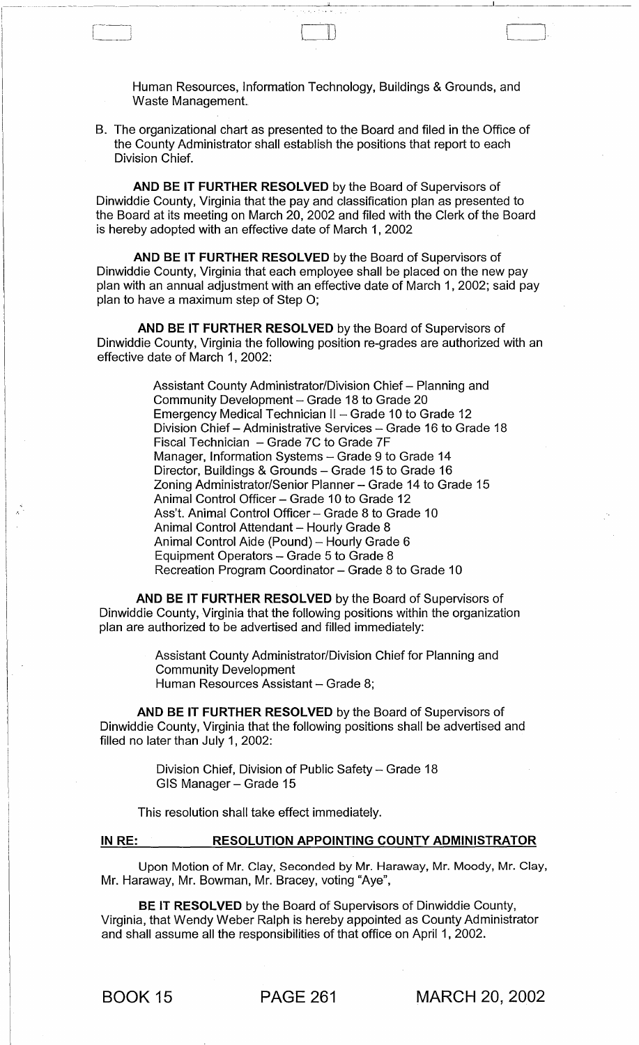Human Resources, Information Technology, Buildings & Grounds, and Waste Management.

B. The organizational chart as presented to the Board and filed in the Office of the County Administrator shall establish the positions that report to each Division Chief.

**AND BE IT FURTHER RESOLVED** by the Board of Supervisors of Dinwiddie County, Virginia that the pay and classification plan as presented to the Board at its meeting on March 20, 2002 and filed with the Clerk of the Board is hereby adopted with an effective date of March 1, 2002

**AND BE IT FURTHER RESOLVED** by the Board of Supervisors of Dinwiddie County, Virginia that each employee shall be placed on the new pay plan with an annual adjustment with an effective date of March 1, 2002; said pay plan to have a maximum step of Step O;

**AND BE IT FURTHER RESOLVED** by the Board of Supervisors of Dinwiddie County, Virginia the following position re-grades are authorized with an effective date of March 1, 2002:

Assistant County Administrator/Division Chief – Planning and Community Development – Grade 18 to Grade 20
Emergency Medical Technician II – Grade 10 to Grade 12
Division Chief – Administrative Services – Grade 16 to Grade 18
Fiscal Technician – Grade 7C to Grade 7F
Manager, Information Systems – Grade 9 to Grade 14
Director, Buildings & Grounds – Grade 15 to Grade 16
Zoning Administrator/Senior Planner – Grade 14 to Grade 15
Animal Control Officer – Grade 10 to Grade 12
Ass't. Animal Control Officer – Grade 8 to Grade 10
Animal Control Attendant – Hourly Grade 8
Animal Control Aide (Pound) – Hourly Grade 6
Equipment Operators – Grade 5 to Grade 8
Recreation Program Coordinator – Grade 8 to Grade 10

**AND BE IT FURTHER RESOLVED** by the Board of Supervisors of Dinwiddie County, Virginia that the following positions within the organization plan are authorized to be advertised and filled immediately:

Assistant County Administrator/Division Chief for Planning and Community Development
Human Resources Assistant – Grade 8;

**AND BE IT FURTHER RESOLVED** by the Board of Supervisors of Dinwiddie County, Virginia that the following positions shall be advertised and filled no later than July 1, 2002:

Division Chief, Division of Public Safety – Grade 18
GIS Manager – Grade 15

This resolution shall take effect immediately.

**IN RE: RESOLUTION APPOINTING COUNTY ADMINISTRATOR**

Upon Motion of Mr. Clay, Seconded by Mr. Haraway, Mr. Moody, Mr. Clay, Mr. Haraway, Mr. Bowman, Mr. Bracey, voting "Aye",

**BE IT RESOLVED** by the Board of Supervisors of Dinwiddie County, Virginia, that Wendy Weber Ralph is hereby appointed as County Administrator and shall assume all the responsibilities of that office on April 1, 2002.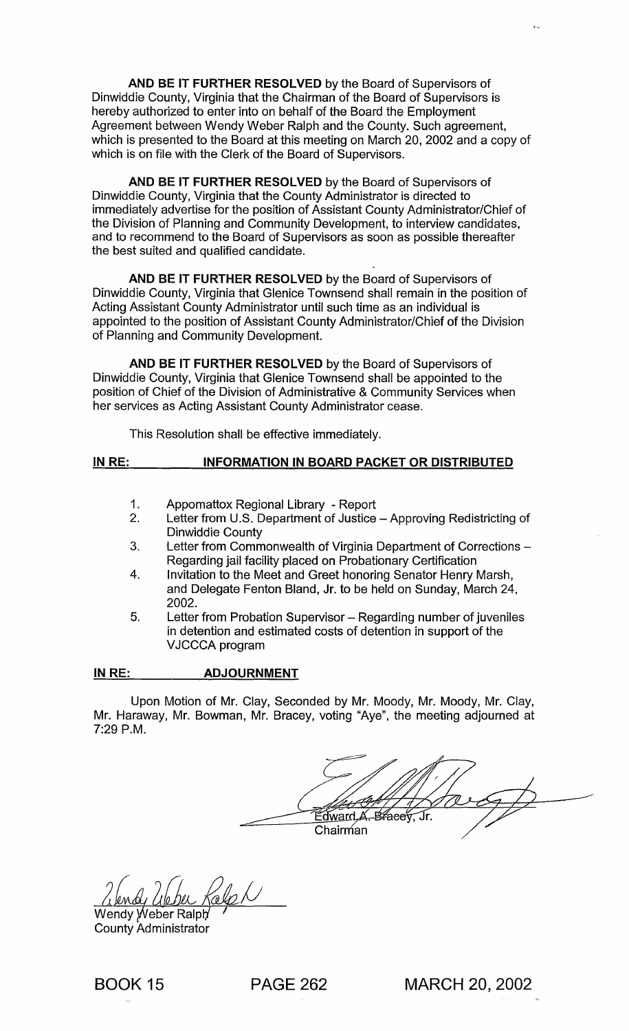**AND BE IT FURTHER RESOLVED** by the Board of Supervisors of Dinwiddie County, Virginia that the Chairman of the Board of Supervisors is hereby authorized to enter into on behalf of the Board the Employment Agreement between Wendy Weber Ralph and the County. Such agreement, which is presented to the Board at this meeting on March 20, 2002 and a copy of which is on file with the Clerk of the Board of Supervisors.

**AND BE IT FURTHER RESOLVED** by the Board of Supervisors of Dinwiddie County, Virginia that the County Administrator is directed to immediately advertise for the position of Assistant County Administrator/Chief of the Division of Planning and Community Development, to interview candidates, and to recommend to the Board of Supervisors as soon as possible thereafter the best suited and qualified candidate.

**AND BE IT FURTHER RESOLVED** by the Board of Supervisors of Dinwiddie County, Virginia that Glenice Townsend shall remain in the position of Acting Assistant County Administrator until such time as an individual is appointed to the position of Assistant County Administrator/Chief of the Division of Planning and Community Development.

**AND BE IT FURTHER RESOLVED** by the Board of Supervisors of Dinwiddie County, Virginia that Glenice Townsend shall be appointed to the position of Chief of the Division of Administrative & Community Services when her services as Acting Assistant County Administrator cease.

This Resolution shall be effective immediately.

**IN RE: INFORMATION IN BOARD PACKET OR DISTRIBUTED**

1. Appomattox Regional Library - Report
2. Letter from U.S. Department of Justice – Approving Redistricting of Dinwiddie County
3. Letter from Commonwealth of Virginia Department of Corrections – Regarding jail facility placed on Probationary Certification
4. Invitation to the Meet and Greet honoring Senator Henry Marsh, and Delegate Fenton Bland, Jr. to be held on Sunday, March 24, 2002.
5. Letter from Probation Supervisor – Regarding number of juveniles in detention and estimated costs of detention in support of the VJCCCA program

**IN RE: ADJOURNMENT**

Upon Motion of Mr. Clay, Seconded by Mr. Moody, Mr. Moody, Mr. Clay, Mr. Haraway, Mr. Bowman, Mr. Bracey, voting "Aye", the meeting adjourned at 7:29 P.M.

Edward A. Bracey, Jr.
Chairman

Wendy Weber Ralph
County Administrator

BOOK 15 PAGE 262 MARCH 20, 2002